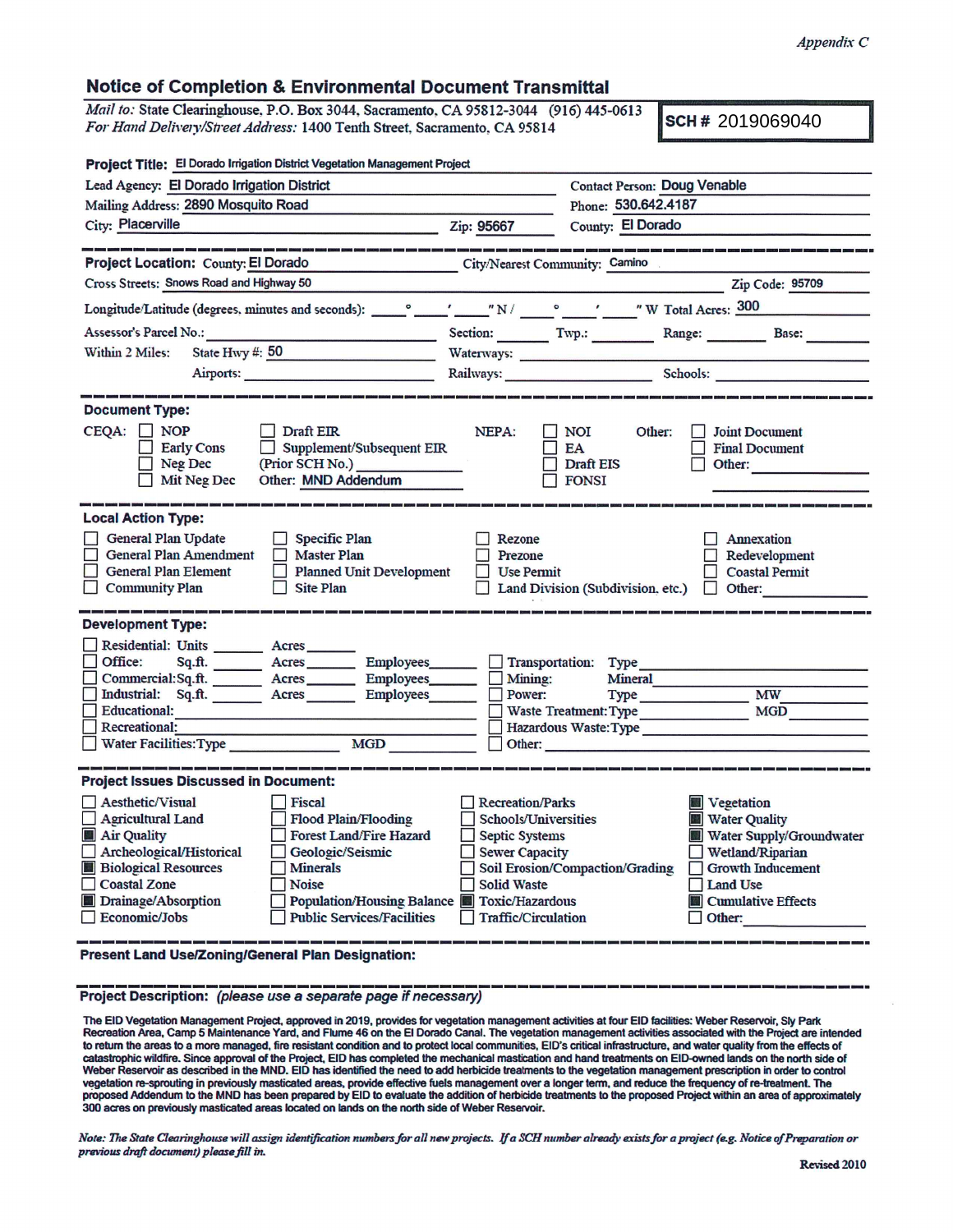*Appendix C*

# Notice of Completion & Environmental Document Transmittal

*Mail to:* State Clearinghouse, P.O. Box 3044, Sacramento, CA 95812-3044 (916) 445-0613
*For Hand Delivery/Street Address:* 1400 Tenth Street, Sacramento, CA 95814

**SCH #** 2019069040

**Project Title:** El Dorado Irrigation District Vegetation Management Project

Lead Agency: El Dorado Irrigation District
Contact Person: Doug Venable
Mailing Address: 2890 Mosquito Road
Phone: 530.642.4187
City: Placerville
Zip: 95667
County: El Dorado

---

**Project Location:** County: El Dorado
City/Nearest Community: Camino
Cross Streets: Snows Road and Highway 50
Zip Code: 95709
Longitude/Latitude (degrees, minutes and seconds): ____° ____′ ____″ N / ____° ____′ ____″ W Total Acres: 300
Assessor's Parcel No.: ________ Section: ____ Twp.: ____ Range: ____ Base: ____
Within 2 Miles: State Hwy #: 50 Waterways: ________
Airports: ________ Railways: ________ Schools: ________

---

**Document Type:**

CEQA: ☐ NOP ☐ Early Cons ☐ Neg Dec ☐ Mit Neg Dec ☐ Draft EIR ☐ Supplement/Subsequent EIR (Prior SCH No.) ________ Other: MND Addendum

NEPA: ☐ NOI ☐ EA ☐ Draft EIS ☐ FONSI

Other: ☐ Joint Document ☐ Final Document ☐ Other: ________

---

**Local Action Type:**

☐ General Plan Update ☐ General Plan Amendment ☐ General Plan Element ☐ Community Plan ☐ Specific Plan ☐ Master Plan ☐ Planned Unit Development ☐ Site Plan ☐ Rezone ☐ Prezone ☐ Use Permit ☐ Land Division (Subdivision, etc.) ☐ Annexation ☐ Redevelopment ☐ Coastal Permit ☐ Other: ________

---

**Development Type:**

☐ Residential: Units ____ Acres ____
☐ Office: Sq.ft. ____ Acres ____ Employees ____
☐ Commercial: Sq.ft. ____ Acres ____ Employees ____
☐ Industrial: Sq.ft. ____ Acres ____ Employees ____
☐ Educational: ________
☐ Recreational: ________
☐ Water Facilities: Type ________ MGD ____
☐ Transportation: Type ________
☐ Mining: Mineral ________
☐ Power: Type ________ MW ____
☐ Waste Treatment: Type ________ MGD ____
☐ Hazardous Waste: Type ________
☐ Other: ________

---

**Project Issues Discussed in Document:**

☐ Aesthetic/Visual
☐ Agricultural Land
☒ Air Quality
☐ Archeological/Historical
☒ Biological Resources
☐ Coastal Zone
☒ Drainage/Absorption
☐ Economic/Jobs
☐ Fiscal
☐ Flood Plain/Flooding
☐ Forest Land/Fire Hazard
☐ Geologic/Seismic
☐ Minerals
☐ Noise
☐ Population/Housing Balance
☐ Public Services/Facilities
☐ Recreation/Parks
☐ Schools/Universities
☐ Septic Systems
☐ Sewer Capacity
☐ Soil Erosion/Compaction/Grading
☐ Solid Waste
☒ Toxic/Hazardous
☐ Traffic/Circulation
☒ Vegetation
☒ Water Quality
☒ Water Supply/Groundwater
☐ Wetland/Riparian
☐ Growth Inducement
☐ Land Use
☒ Cumulative Effects
☐ Other: ________

---

**Present Land Use/Zoning/General Plan Designation:**

---

**Project Description:** *(please use a separate page if necessary)*

The EID Vegetation Management Project, approved in 2019, provides for vegetation management activities at four EID facilities: Weber Reservoir, Sly Park Recreation Area, Camp 5 Maintenance Yard, and Flume 46 on the El Dorado Canal. The vegetation management activities associated with the Project are intended to return the areas to a more managed, fire resistant condition and to protect local communities, EID's critical infrastructure, and water quality from the effects of catastrophic wildfire. Since approval of the Project, EID has completed the mechanical mastication and hand treatments on EID-owned lands on the north side of Weber Reservoir as described in the MND. EID has identified the need to add herbicide treatments to the vegetation management prescription in order to control vegetation re-sprouting in previously masticated areas, provide effective fuels management over a longer term, and reduce the frequency of re-treatment. The proposed Addendum to the MND has been prepared by EID to evaluate the addition of herbicide treatments to the proposed Project within an area of approximately 300 acres on previously masticated areas located on lands on the north side of Weber Reservoir.

*Note: The State Clearinghouse will assign identification numbers for all new projects. If a SCH number already exists for a project (e.g. Notice of Preparation or previous draft document) please fill in.*

Revised 2010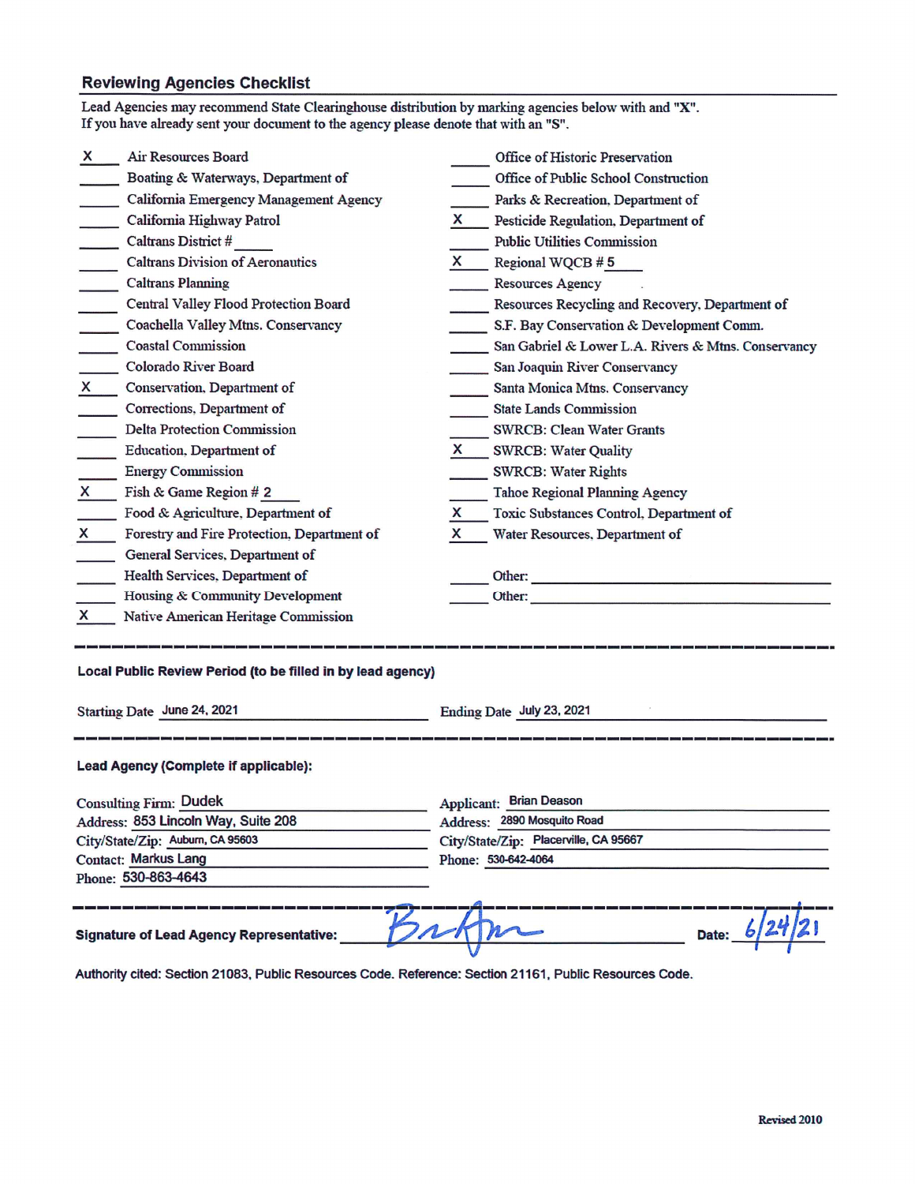## Reviewing Agencies Checklist

Lead Agencies may recommend State Clearinghouse distribution by marking agencies below with and "X".
If you have already sent your document to the agency please denote that with an "S".

- X Air Resources Board
- \_\_\_ Boating & Waterways, Department of
- \_\_\_ California Emergency Management Agency
- \_\_\_ California Highway Patrol
- \_\_\_ Caltrans District # \_\_\_
- \_\_\_ Caltrans Division of Aeronautics
- \_\_\_ Caltrans Planning
- \_\_\_ Central Valley Flood Protection Board
- \_\_\_ Coachella Valley Mtns. Conservancy
- \_\_\_ Coastal Commission
- \_\_\_ Colorado River Board
- X Conservation, Department of
- \_\_\_ Corrections, Department of
- \_\_\_ Delta Protection Commission
- \_\_\_ Education, Department of
- \_\_\_ Energy Commission
- X Fish & Game Region # 2
- \_\_\_ Food & Agriculture, Department of
- X Forestry and Fire Protection, Department of
- \_\_\_ General Services, Department of
- \_\_\_ Health Services, Department of
- \_\_\_ Housing & Community Development
- X Native American Heritage Commission
- \_\_\_ Office of Historic Preservation
- \_\_\_ Office of Public School Construction
- \_\_\_ Parks & Recreation, Department of
- X Pesticide Regulation, Department of
- \_\_\_ Public Utilities Commission
- X Regional WQCB # 5
- \_\_\_ Resources Agency
- \_\_\_ Resources Recycling and Recovery, Department of
- \_\_\_ S.F. Bay Conservation & Development Comm.
- \_\_\_ San Gabriel & Lower L.A. Rivers & Mtns. Conservancy
- \_\_\_ San Joaquin River Conservancy
- \_\_\_ Santa Monica Mtns. Conservancy
- \_\_\_ State Lands Commission
- \_\_\_ SWRCB: Clean Water Grants
- X SWRCB: Water Quality
- \_\_\_ SWRCB: Water Rights
- \_\_\_ Tahoe Regional Planning Agency
- X Toxic Substances Control, Department of
- X Water Resources, Department of
- \_\_\_ Other: \_\_\_
- \_\_\_ Other: \_\_\_

---

**Local Public Review Period (to be filled in by lead agency)**

Starting Date June 24, 2021     Ending Date July 23, 2021

---

**Lead Agency (Complete if applicable):**

Consulting Firm: Dudek
Address: 853 Lincoln Way, Suite 208
City/State/Zip: Auburn, CA 95603
Contact: Markus Lang
Phone: 530-863-4643

Applicant: Brian Deason
Address: 2890 Mosquito Road
City/State/Zip: Placerville, CA 95667
Phone: 530-642-4064

---

**Signature of Lead Agency Representative:** [signature]     **Date:** 6/24/21

Authority cited: Section 21083, Public Resources Code. Reference: Section 21161, Public Resources Code.

Revised 2010